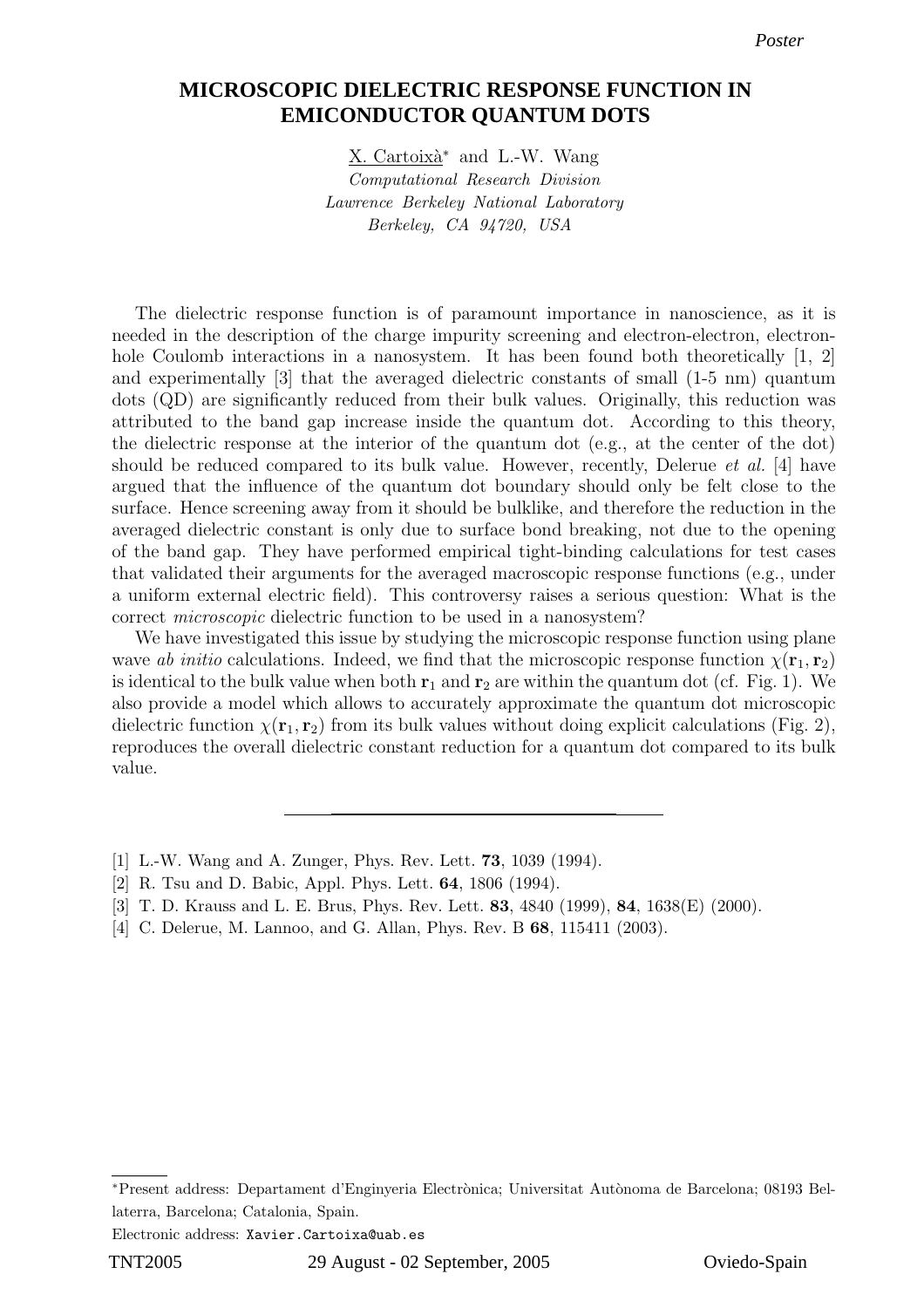Poster

# MICROSCOPIC DIELECTRIC RESPONSE FUNCTION IN EMICONDUCTOR QUANTUM DOTS

X. Cartoixà* and L.-W. Wang

*Computational Research Division*
*Lawrence Berkeley National Laboratory*
*Berkeley, CA 94720, USA*

The dielectric response function is of paramount importance in nanoscience, as it is needed in the description of the charge impurity screening and electron-electron, electron-hole Coulomb interactions in a nanosystem. It has been found both theoretically [1, 2] and experimentally [3] that the averaged dielectric constants of small (1-5 nm) quantum dots (QD) are significantly reduced from their bulk values. Originally, this reduction was attributed to the band gap increase inside the quantum dot. According to this theory, the dielectric response at the interior of the quantum dot (e.g., at the center of the dot) should be reduced compared to its bulk value. However, recently, Delerue *et al.* [4] have argued that the influence of the quantum dot boundary should only be felt close to the surface. Hence screening away from it should be bulklike, and therefore the reduction in the averaged dielectric constant is only due to surface bond breaking, not due to the opening of the band gap. They have performed empirical tight-binding calculations for test cases that validated their arguments for the averaged macroscopic response functions (e.g., under a uniform external electric field). This controversy raises a serious question: What is the correct *microscopic* dielectric function to be used in a nanosystem?

We have investigated this issue by studying the microscopic response function using plane wave *ab initio* calculations. Indeed, we find that the microscopic response function $\chi(\mathbf{r}_1, \mathbf{r}_2)$ is identical to the bulk value when both $\mathbf{r}_1$ and $\mathbf{r}_2$ are within the quantum dot (cf. Fig. 1). We also provide a model which allows to accurately approximate the quantum dot microscopic dielectric function $\chi(\mathbf{r}_1, \mathbf{r}_2)$ from its bulk values without doing explicit calculations (Fig. 2), reproduces the overall dielectric constant reduction for a quantum dot compared to its bulk value.

---

[1] L.-W. Wang and A. Zunger, Phys. Rev. Lett. **73**, 1039 (1994).

[2] R. Tsu and D. Babic, Appl. Phys. Lett. **64**, 1806 (1994).

[3] T. D. Krauss and L. E. Brus, Phys. Rev. Lett. **83**, 4840 (1999), **84**, 1638(E) (2000).

[4] C. Delerue, M. Lannoo, and G. Allan, Phys. Rev. B **68**, 115411 (2003).

*Present address: Departament d'Enginyeria Electrònica; Universitat Autònoma de Barcelona; 08193 Bellaterra, Barcelona; Catalonia, Spain.

Electronic address: `Xavier.Cartoixa@uab.es`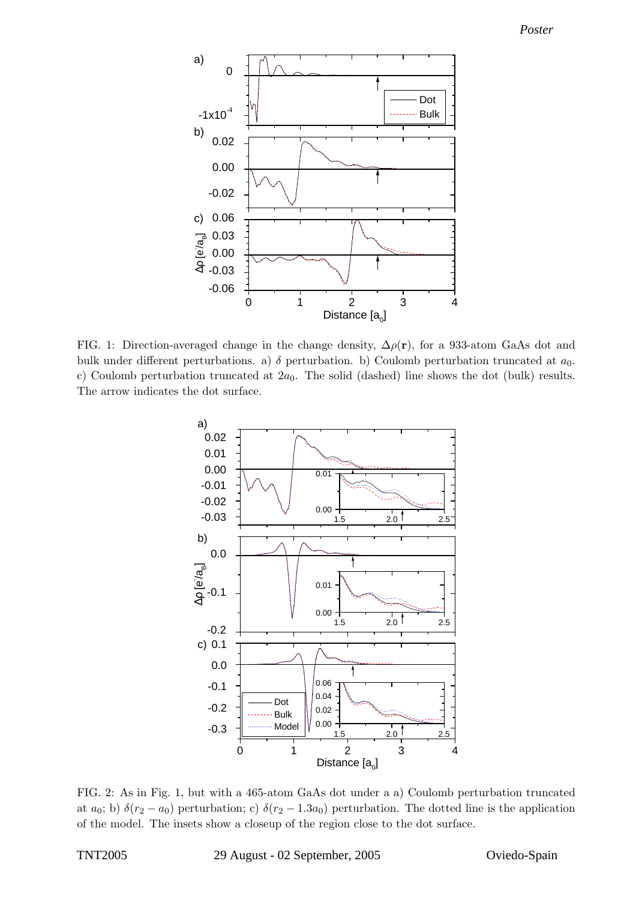a)
0
$-1x10^{-4}$
Dot
Bulk
b)
0.02
0.00
-0.02
c)
0.06
0.03
0.00
-0.03
-0.06
$\Delta\rho$ [e/a$_B$]
0
1
2
3
4
Distance [a$_0$]

FIG. 1: Direction-averaged change in the change density, $\Delta\rho(\mathbf{r})$, for a 933-atom GaAs dot and bulk under different perturbations. a) $\delta$ perturbation. b) Coulomb perturbation truncated at $a_0$. c) Coulomb perturbation truncated at $2a_0$. The solid (dashed) line shows the dot (bulk) results. The arrow indicates the dot surface.

a)
0.02
0.01
0.00
-0.01
-0.02
-0.03
0.01
0.00
1.5
2.0
2.5
b)
0.0
-0.1
-0.2
$\Delta\rho$ [e/a$_B$]
0.01
0.00
1.5
2.0
2.5
c)
0.1
0.0
-0.1
-0.2
-0.3
Dot
Bulk
Model
0.06
0.04
0.02
0.00
1.5
2.0
2.5
0
1
2
3
4
Distance [a$_0$]

FIG. 2: As in Fig. 1, but with a 465-atom GaAs dot under a a) Coulomb perturbation truncated at $a_0$; b) $\delta(r_2 - a_0)$ perturbation; c) $\delta(r_2 - 1.3a_0)$ perturbation. The dotted line is the application of the model. The insets show a closeup of the region close to the dot surface.